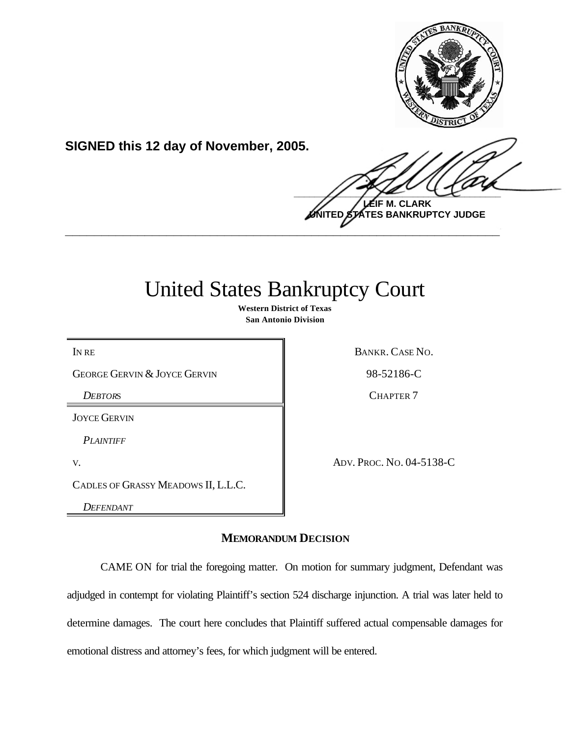**SIGNED this 12 day of November, 2005.**

**LEIF M. CLARK**
**UNITED STATES BANKRUPTCY JUDGE**

---

# United States Bankruptcy Court

**Western District of Texas**
**San Antonio Division**

| | |
|---|---|
| IN RE | BANKR. CASE NO. |
| GEORGE GERVIN & JOYCE GERVIN | 98-52186-C |
| *DEBTORS* | CHAPTER 7 |
| JOYCE GERVIN | |
| *PLAINTIFF* | |
| V. | ADV. PROC. NO. 04-5138-C |
| CADLES OF GRASSY MEADOWS II, L.L.C. | |
| *DEFENDANT* | |

## MEMORANDUM DECISION

CAME ON for trial the foregoing matter. On motion for summary judgment, Defendant was adjudged in contempt for violating Plaintiff's section 524 discharge injunction. A trial was later held to determine damages. The court here concludes that Plaintiff suffered actual compensable damages for emotional distress and attorney's fees, for which judgment will be entered.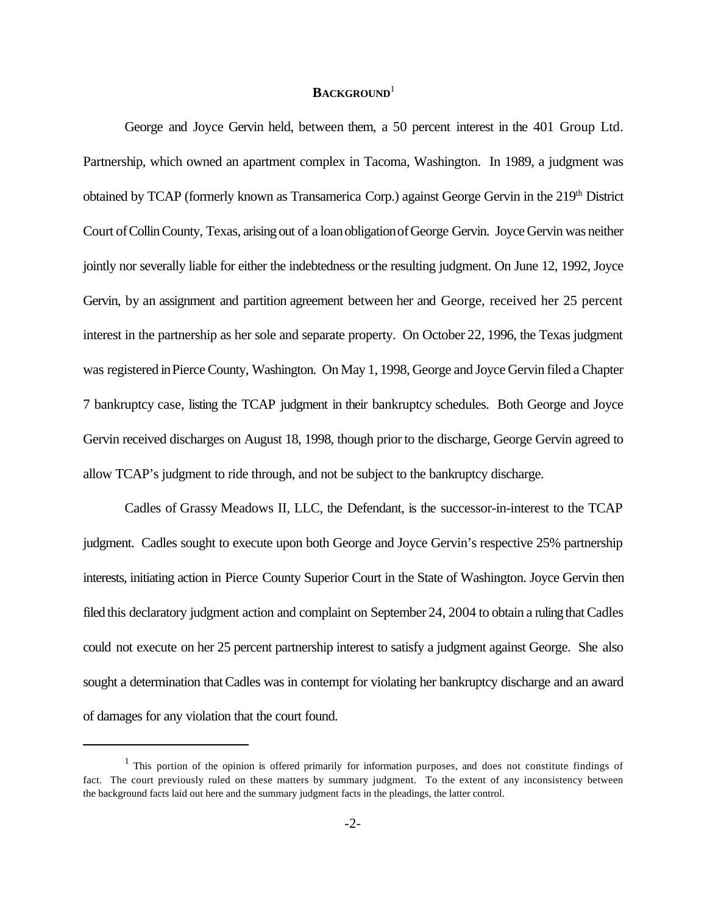## BACKGROUND[1]

George and Joyce Gervin held, between them, a 50 percent interest in the 401 Group Ltd. Partnership, which owned an apartment complex in Tacoma, Washington. In 1989, a judgment was obtained by TCAP (formerly known as Transamerica Corp.) against George Gervin in the 219th District Court of Collin County, Texas, arising out of a loan obligation of George Gervin. Joyce Gervin was neither jointly nor severally liable for either the indebtedness or the resulting judgment. On June 12, 1992, Joyce Gervin, by an assignment and partition agreement between her and George, received her 25 percent interest in the partnership as her sole and separate property. On October 22, 1996, the Texas judgment was registered in Pierce County, Washington. On May 1, 1998, George and Joyce Gervin filed a Chapter 7 bankruptcy case, listing the TCAP judgment in their bankruptcy schedules. Both George and Joyce Gervin received discharges on August 18, 1998, though prior to the discharge, George Gervin agreed to allow TCAP's judgment to ride through, and not be subject to the bankruptcy discharge.

Cadles of Grassy Meadows II, LLC, the Defendant, is the successor-in-interest to the TCAP judgment. Cadles sought to execute upon both George and Joyce Gervin's respective 25% partnership interests, initiating action in Pierce County Superior Court in the State of Washington. Joyce Gervin then filed this declaratory judgment action and complaint on September 24, 2004 to obtain a ruling that Cadles could not execute on her 25 percent partnership interest to satisfy a judgment against George. She also sought a determination that Cadles was in contempt for violating her bankruptcy discharge and an award of damages for any violation that the court found.

[1] This portion of the opinion is offered primarily for information purposes, and does not constitute findings of fact. The court previously ruled on these matters by summary judgment. To the extent of any inconsistency between the background facts laid out here and the summary judgment facts in the pleadings, the latter control.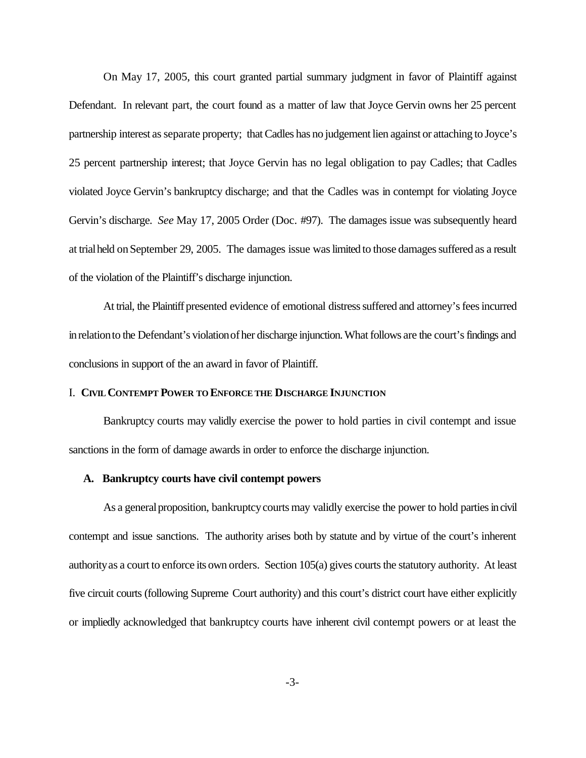On May 17, 2005, this court granted partial summary judgment in favor of Plaintiff against Defendant. In relevant part, the court found as a matter of law that Joyce Gervin owns her 25 percent partnership interest as separate property; that Cadles has no judgement lien against or attaching to Joyce's 25 percent partnership interest; that Joyce Gervin has no legal obligation to pay Cadles; that Cadles violated Joyce Gervin's bankruptcy discharge; and that the Cadles was in contempt for violating Joyce Gervin's discharge. *See* May 17, 2005 Order (Doc. #97). The damages issue was subsequently heard at trial held on September 29, 2005. The damages issue was limited to those damages suffered as a result of the violation of the Plaintiff's discharge injunction.

At trial, the Plaintiff presented evidence of emotional distress suffered and attorney's fees incurred in relation to the Defendant's violation of her discharge injunction. What follows are the court's findings and conclusions in support of the an award in favor of Plaintiff.

## I. CIVIL CONTEMPT POWER TO ENFORCE THE DISCHARGE INJUNCTION

Bankruptcy courts may validly exercise the power to hold parties in civil contempt and issue sanctions in the form of damage awards in order to enforce the discharge injunction.

### A. Bankruptcy courts have civil contempt powers

As a general proposition, bankruptcy courts may validly exercise the power to hold parties in civil contempt and issue sanctions. The authority arises both by statute and by virtue of the court's inherent authority as a court to enforce its own orders. Section 105(a) gives courts the statutory authority. At least five circuit courts (following Supreme Court authority) and this court's district court have either explicitly or impliedly acknowledged that bankruptcy courts have inherent civil contempt powers or at least the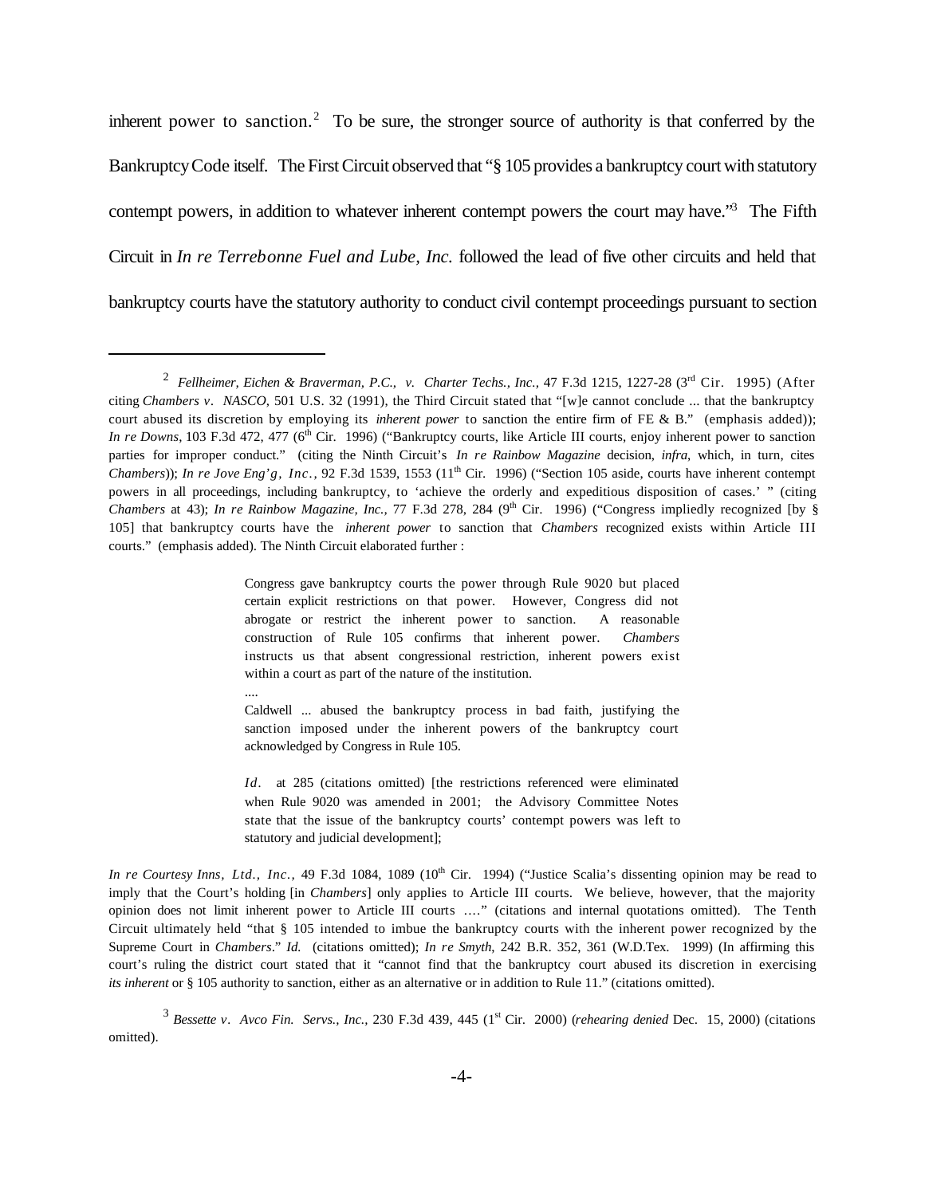inherent power to sanction.[2] To be sure, the stronger source of authority is that conferred by the Bankruptcy Code itself. The First Circuit observed that "§ 105 provides a bankruptcy court with statutory contempt powers, in addition to whatever inherent contempt powers the court may have."[3] The Fifth Circuit in *In re Terrebonne Fuel and Lube, Inc.* followed the lead of five other circuits and held that bankruptcy courts have the statutory authority to conduct civil contempt proceedings pursuant to section

---

[2] *Fellheimer, Eichen & Braverman, P.C., v. Charter Techs., Inc.*, 47 F.3d 1215, 1227-28 (3rd Cir. 1995) (After citing *Chambers v. NASCO*, 501 U.S. 32 (1991), the Third Circuit stated that "[w]e cannot conclude ... that the bankruptcy court abused its discretion by employing its *inherent power* to sanction the entire firm of FE & B." (emphasis added)); *In re Downs*, 103 F.3d 472, 477 (6th Cir. 1996) ("Bankruptcy courts, like Article III courts, enjoy inherent power to sanction parties for improper conduct." (citing the Ninth Circuit's *In re Rainbow Magazine* decision, *infra*, which, in turn, cites *Chambers*)); *In re Jove Eng'g, Inc.*, 92 F.3d 1539, 1553 (11th Cir. 1996) ("Section 105 aside, courts have inherent contempt powers in all proceedings, including bankruptcy, to 'achieve the orderly and expeditious disposition of cases.' " (citing *Chambers* at 43); *In re Rainbow Magazine, Inc.*, 77 F.3d 278, 284 (9th Cir. 1996) ("Congress impliedly recognized [by § 105] that bankruptcy courts have the *inherent power* to sanction that *Chambers* recognized exists within Article III courts." (emphasis added). The Ninth Circuit elaborated further :

> Congress gave bankruptcy courts the power through Rule 9020 but placed certain explicit restrictions on that power. However, Congress did not abrogate or restrict the inherent power to sanction. A reasonable construction of Rule 105 confirms that inherent power. *Chambers* instructs us that absent congressional restriction, inherent powers exist within a court as part of the nature of the institution.
>
> ....
>
> Caldwell ... abused the bankruptcy process in bad faith, justifying the sanction imposed under the inherent powers of the bankruptcy court acknowledged by Congress in Rule 105.
>
> *Id.* at 285 (citations omitted) [the restrictions referenced were eliminated when Rule 9020 was amended in 2001; the Advisory Committee Notes state that the issue of the bankruptcy courts' contempt powers was left to statutory and judicial development];

*In re Courtesy Inns, Ltd., Inc.*, 49 F.3d 1084, 1089 (10th Cir. 1994) ("Justice Scalia's dissenting opinion may be read to imply that the Court's holding [in *Chambers*] only applies to Article III courts. We believe, however, that the majority opinion does not limit inherent power to Article III courts ...." (citations and internal quotations omitted). The Tenth Circuit ultimately held "that § 105 intended to imbue the bankruptcy courts with the inherent power recognized by the Supreme Court in *Chambers*." *Id.* (citations omitted); *In re Smyth*, 242 B.R. 352, 361 (W.D.Tex. 1999) (In affirming this court's ruling the district court stated that it "cannot find that the bankruptcy court abused its discretion in exercising *its inherent* or § 105 authority to sanction, either as an alternative or in addition to Rule 11." (citations omitted).

[3] *Bessette v. Avco Fin. Servs., Inc.*, 230 F.3d 439, 445 (1st Cir. 2000) (*rehearing denied* Dec. 15, 2000) (citations omitted).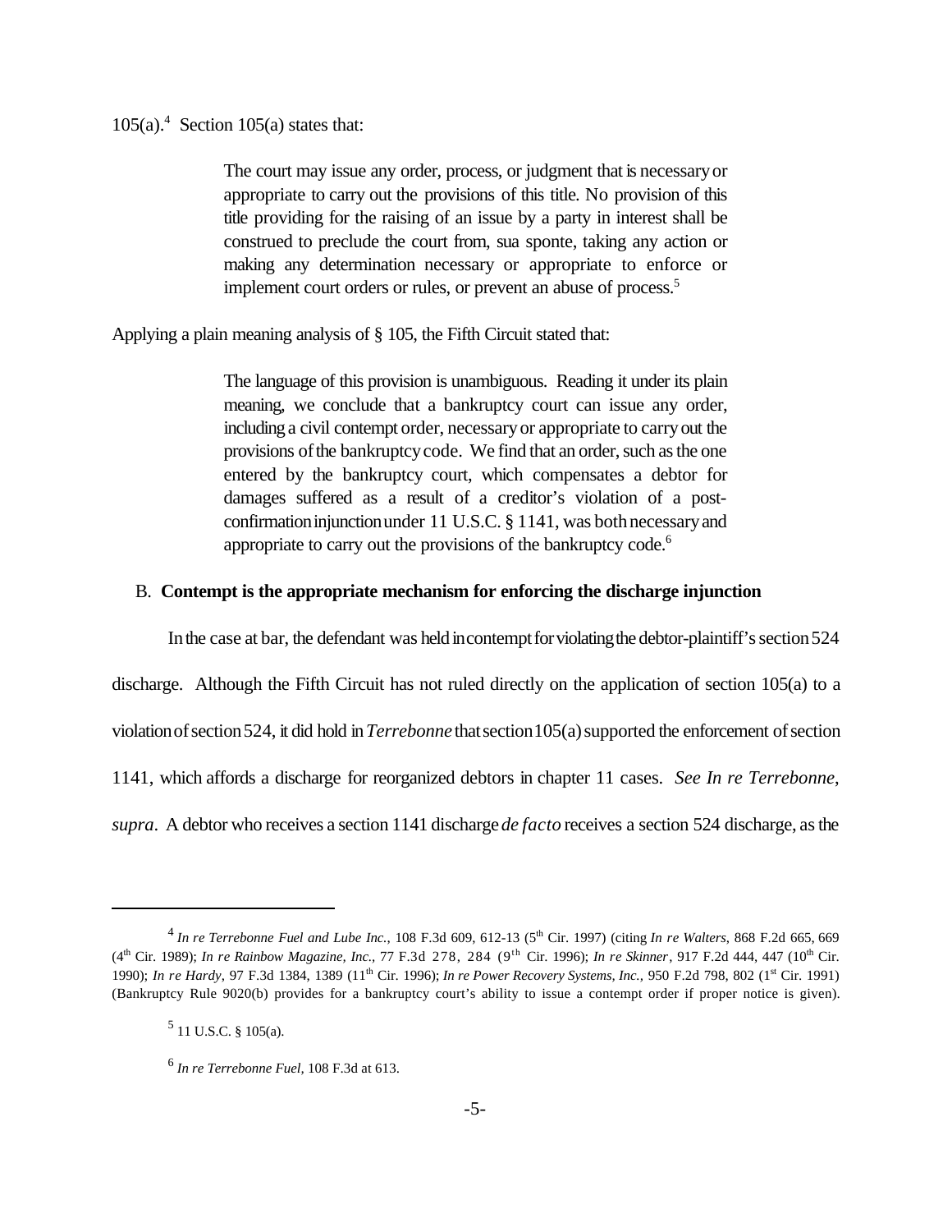105(a).[4] Section 105(a) states that:

> The court may issue any order, process, or judgment that is necessary or appropriate to carry out the provisions of this title. No provision of this title providing for the raising of an issue by a party in interest shall be construed to preclude the court from, sua sponte, taking any action or making any determination necessary or appropriate to enforce or implement court orders or rules, or prevent an abuse of process.[5]

Applying a plain meaning analysis of § 105, the Fifth Circuit stated that:

> The language of this provision is unambiguous. Reading it under its plain meaning, we conclude that a bankruptcy court can issue any order, including a civil contempt order, necessary or appropriate to carry out the provisions of the bankruptcy code. We find that an order, such as the one entered by the bankruptcy court, which compensates a debtor for damages suffered as a result of a creditor's violation of a post-confirmation injunction under 11 U.S.C. § 1141, was both necessary and appropriate to carry out the provisions of the bankruptcy code.[6]

B. **Contempt is the appropriate mechanism for enforcing the discharge injunction**

In the case at bar, the defendant was held in contempt for violating the debtor-plaintiff's section 524 discharge. Although the Fifth Circuit has not ruled directly on the application of section 105(a) to a violation of section 524, it did hold in *Terrebonne* that section 105(a) supported the enforcement of section 1141, which affords a discharge for reorganized debtors in chapter 11 cases. *See In re Terrebonne*, *supra*. A debtor who receives a section 1141 discharge *de facto* receives a section 524 discharge, as the

---

[4] *In re Terrebonne Fuel and Lube Inc.*, 108 F.3d 609, 612-13 (5th Cir. 1997) (citing *In re Walters*, 868 F.2d 665, 669 (4th Cir. 1989); *In re Rainbow Magazine, Inc.*, 77 F.3d 278, 284 (9th Cir. 1996); *In re Skinner*, 917 F.2d 444, 447 (10th Cir. 1990); *In re Hardy*, 97 F.3d 1384, 1389 (11th Cir. 1996); *In re Power Recovery Systems, Inc.*, 950 F.2d 798, 802 (1st Cir. 1991) (Bankruptcy Rule 9020(b) provides for a bankruptcy court's ability to issue a contempt order if proper notice is given).

[5] 11 U.S.C. § 105(a).

[6] *In re Terrebonne Fuel*, 108 F.3d at 613.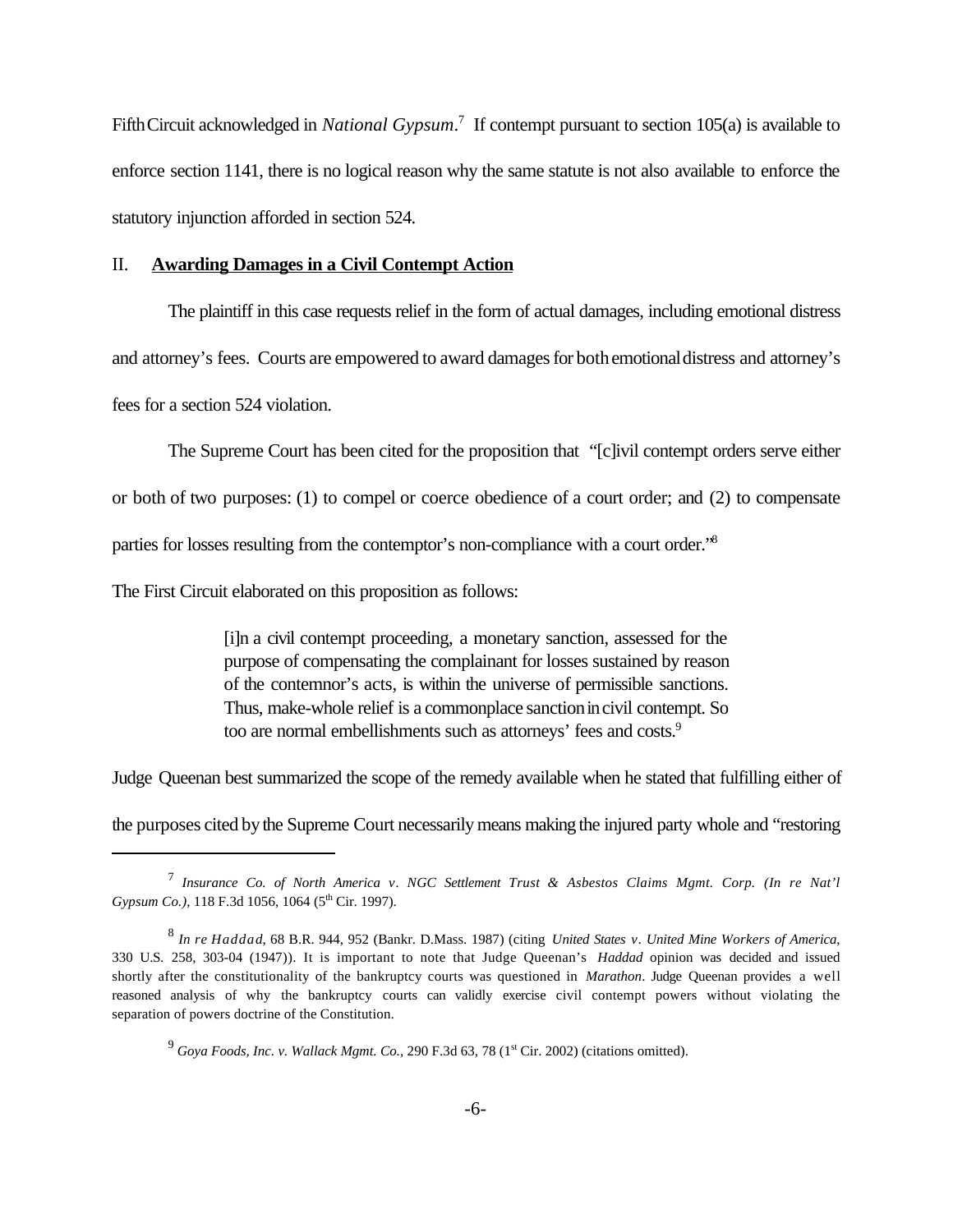Fifth Circuit acknowledged in *National Gypsum*.[7] If contempt pursuant to section 105(a) is available to enforce section 1141, there is no logical reason why the same statute is not also available to enforce the statutory injunction afforded in section 524.

## II. **Awarding Damages in a Civil Contempt Action**

The plaintiff in this case requests relief in the form of actual damages, including emotional distress and attorney's fees. Courts are empowered to award damages for both emotional distress and attorney's fees for a section 524 violation.

The Supreme Court has been cited for the proposition that "[c]ivil contempt orders serve either or both of two purposes: (1) to compel or coerce obedience of a court order; and (2) to compensate parties for losses resulting from the contemptor's non-compliance with a court order."[8]

The First Circuit elaborated on this proposition as follows:

> [i]n a civil contempt proceeding, a monetary sanction, assessed for the purpose of compensating the complainant for losses sustained by reason of the contemnor's acts, is within the universe of permissible sanctions. Thus, make-whole relief is a commonplace sanction in civil contempt. So too are normal embellishments such as attorneys' fees and costs.[9]

Judge Queenan best summarized the scope of the remedy available when he stated that fulfilling either of the purposes cited by the Supreme Court necessarily means making the injured party whole and "restoring

---

[7] *Insurance Co. of North America v. NGC Settlement Trust & Asbestos Claims Mgmt. Corp. (In re Nat'l Gypsum Co.)*, 118 F.3d 1056, 1064 (5th Cir. 1997).

[8] *In re Haddad*, 68 B.R. 944, 952 (Bankr. D.Mass. 1987) (citing *United States v. United Mine Workers of America*, 330 U.S. 258, 303-04 (1947)). It is important to note that Judge Queenan's *Haddad* opinion was decided and issued shortly after the constitutionality of the bankruptcy courts was questioned in *Marathon*. Judge Queenan provides a well reasoned analysis of why the bankruptcy courts can validly exercise civil contempt powers without violating the separation of powers doctrine of the Constitution.

[9] *Goya Foods, Inc. v. Wallack Mgmt. Co.*, 290 F.3d 63, 78 (1st Cir. 2002) (citations omitted).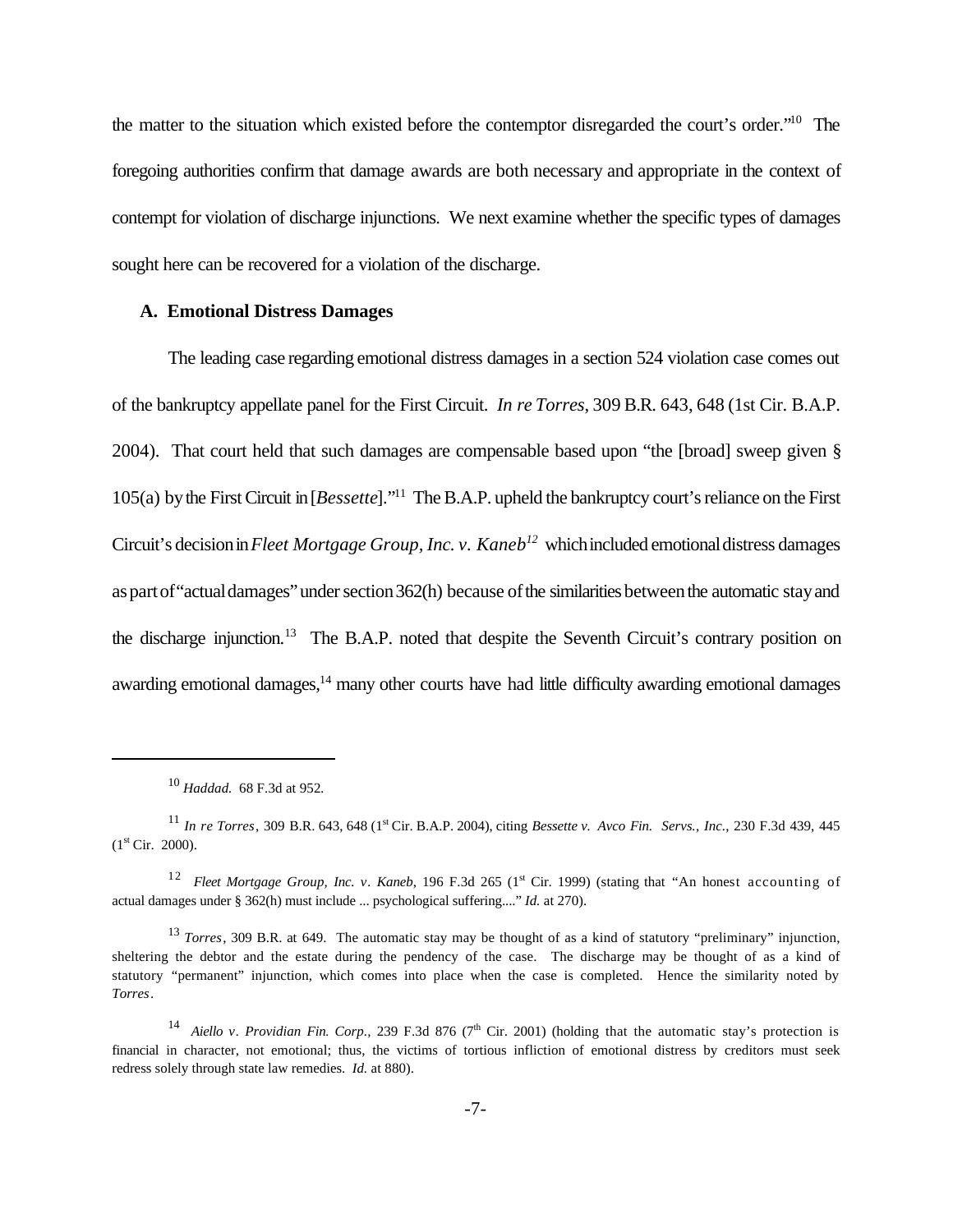the matter to the situation which existed before the contemptor disregarded the court's order."[10] The foregoing authorities confirm that damage awards are both necessary and appropriate in the context of contempt for violation of discharge injunctions. We next examine whether the specific types of damages sought here can be recovered for a violation of the discharge.

### A. Emotional Distress Damages

The leading case regarding emotional distress damages in a section 524 violation case comes out of the bankruptcy appellate panel for the First Circuit. *In re Torres*, 309 B.R. 643, 648 (1st Cir. B.A.P. 2004). That court held that such damages are compensable based upon "the [broad] sweep given § 105(a) by the First Circuit in [*Bessette*]."[11] The B.A.P. upheld the bankruptcy court's reliance on the First Circuit's decision in *Fleet Mortgage Group, Inc. v. Kaneb*[12] which included emotional distress damages as part of "actual damages" under section 362(h) because of the similarities between the automatic stay and the discharge injunction.[13] The B.A.P. noted that despite the Seventh Circuit's contrary position on awarding emotional damages,[14] many other courts have had little difficulty awarding emotional damages

---

[10] *Haddad.* 68 F.3d at 952.

[11] *In re Torres*, 309 B.R. 643, 648 (1st Cir. B.A.P. 2004), citing *Bessette v. Avco Fin. Servs., Inc.,* 230 F.3d 439, 445 (1st Cir. 2000).

[12] *Fleet Mortgage Group, Inc. v. Kaneb*, 196 F.3d 265 (1st Cir. 1999) (stating that "An honest accounting of actual damages under § 362(h) must include ... psychological suffering...." *Id.* at 270).

[13] *Torres*, 309 B.R. at 649. The automatic stay may be thought of as a kind of statutory "preliminary" injunction, sheltering the debtor and the estate during the pendency of the case. The discharge may be thought of as a kind of statutory "permanent" injunction, which comes into place when the case is completed. Hence the similarity noted by *Torres*.

[14] *Aiello v. Providian Fin. Corp.*, 239 F.3d 876 (7th Cir. 2001) (holding that the automatic stay's protection is financial in character, not emotional; thus, the victims of tortious infliction of emotional distress by creditors must seek redress solely through state law remedies. *Id.* at 880).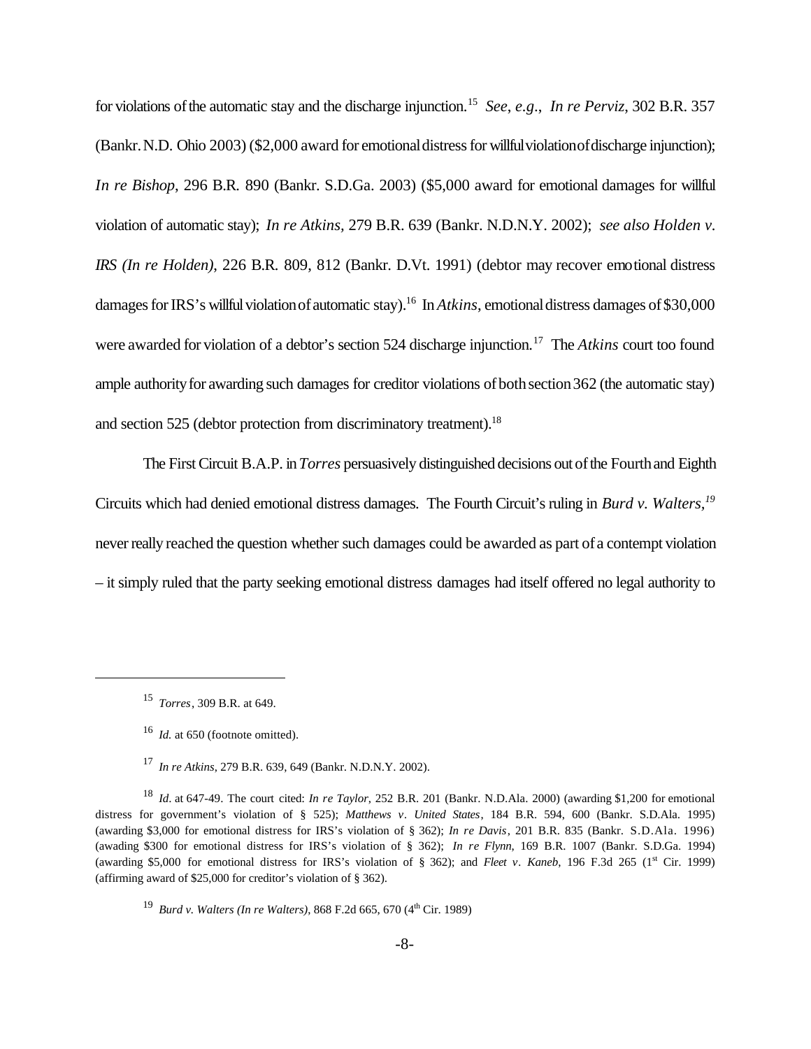for violations of the automatic stay and the discharge injunction.[15] *See, e.g., In re Perviz*, 302 B.R. 357 (Bankr. N.D. Ohio 2003) ($2,000 award for emotional distress for willful violation of discharge injunction); *In re Bishop*, 296 B.R. 890 (Bankr. S.D.Ga. 2003) ($5,000 award for emotional damages for willful violation of automatic stay); *In re Atkins*, 279 B.R. 639 (Bankr. N.D.N.Y. 2002); *see also Holden v. IRS (In re Holden)*, 226 B.R. 809, 812 (Bankr. D.Vt. 1991) (debtor may recover emotional distress damages for IRS's willful violation of automatic stay).[16] In *Atkins*, emotional distress damages of $30,000 were awarded for violation of a debtor's section 524 discharge injunction.[17] The *Atkins* court too found ample authority for awarding such damages for creditor violations of both section 362 (the automatic stay) and section 525 (debtor protection from discriminatory treatment).[18]

The First Circuit B.A.P. in *Torres* persuasively distinguished decisions out of the Fourth and Eighth Circuits which had denied emotional distress damages. The Fourth Circuit's ruling in *Burd v. Walters,*[19] never really reached the question whether such damages could be awarded as part of a contempt violation – it simply ruled that the party seeking emotional distress damages had itself offered no legal authority to

---

[15] *Torres*, 309 B.R. at 649.

[16] *Id.* at 650 (footnote omitted).

[17] *In re Atkins*, 279 B.R. 639, 649 (Bankr. N.D.N.Y. 2002).

[18] *Id.* at 647-49. The court cited: *In re Taylor*, 252 B.R. 201 (Bankr. N.D.Ala. 2000) (awarding $1,200 for emotional distress for government's violation of § 525); *Matthews v. United States*, 184 B.R. 594, 600 (Bankr. S.D.Ala. 1995) (awarding $3,000 for emotional distress for IRS's violation of § 362); *In re Davis*, 201 B.R. 835 (Bankr. S.D.Ala. 1996) (awading $300 for emotional distress for IRS's violation of § 362); *In re Flynn*, 169 B.R. 1007 (Bankr. S.D.Ga. 1994) (awarding $5,000 for emotional distress for IRS's violation of § 362); and *Fleet v. Kaneb*, 196 F.3d 265 (1st Cir. 1999) (affirming award of $25,000 for creditor's violation of § 362).

[19] *Burd v. Walters (In re Walters)*, 868 F.2d 665, 670 (4th Cir. 1989)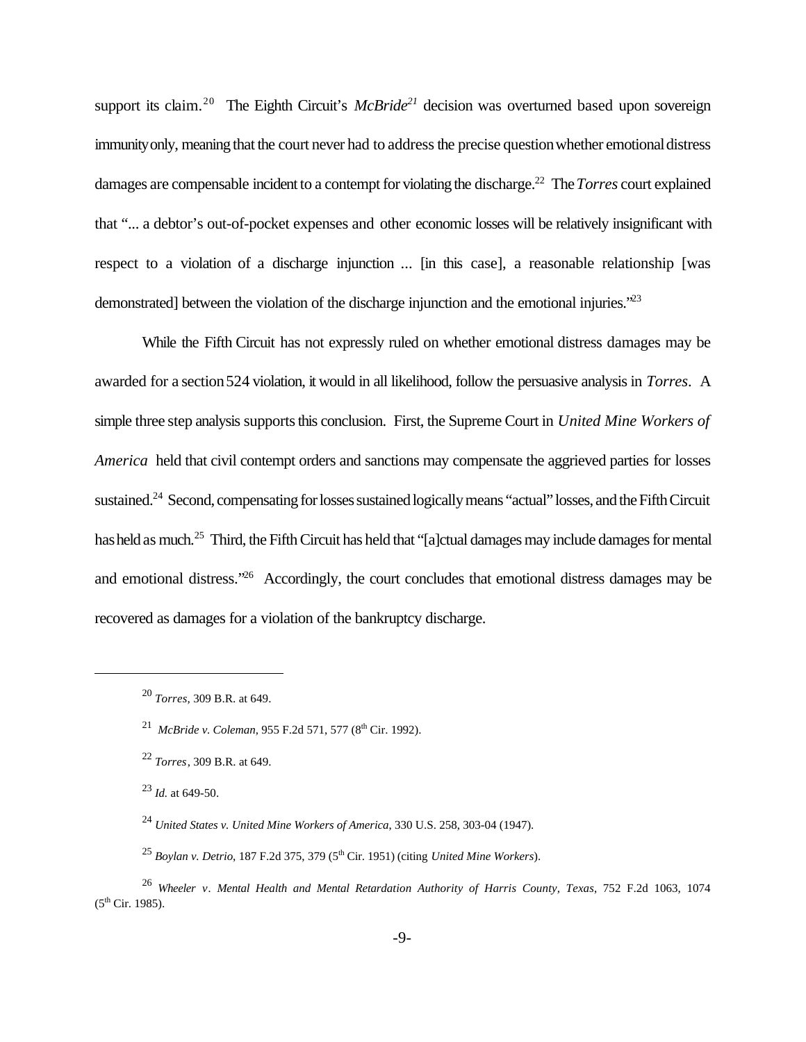support its claim.[20] The Eighth Circuit's *McBride*[21] decision was overturned based upon sovereign immunity only, meaning that the court never had to address the precise question whether emotional distress damages are compensable incident to a contempt for violating the discharge.[22] The *Torres* court explained that "... a debtor's out-of-pocket expenses and other economic losses will be relatively insignificant with respect to a violation of a discharge injunction ... [in this case], a reasonable relationship [was demonstrated] between the violation of the discharge injunction and the emotional injuries."[23]

While the Fifth Circuit has not expressly ruled on whether emotional distress damages may be awarded for a section 524 violation, it would in all likelihood, follow the persuasive analysis in *Torres*. A simple three step analysis supports this conclusion. First, the Supreme Court in *United Mine Workers of America* held that civil contempt orders and sanctions may compensate the aggrieved parties for losses sustained.[24] Second, compensating for losses sustained logically means "actual" losses, and the Fifth Circuit has held as much.[25] Third, the Fifth Circuit has held that "[a]ctual damages may include damages for mental and emotional distress."[26] Accordingly, the court concludes that emotional distress damages may be recovered as damages for a violation of the bankruptcy discharge.

---

[20] *Torres*, 309 B.R. at 649.

[21] *McBride v. Coleman*, 955 F.2d 571, 577 (8th Cir. 1992).

[22] *Torres*, 309 B.R. at 649.

[23] *Id.* at 649-50.

[24] *United States v. United Mine Workers of America*, 330 U.S. 258, 303-04 (1947).

[25] *Boylan v. Detrio*, 187 F.2d 375, 379 (5th Cir. 1951) (citing *United Mine Workers*).

[26] *Wheeler v. Mental Health and Mental Retardation Authority of Harris County, Texas*, 752 F.2d 1063, 1074 (5th Cir. 1985).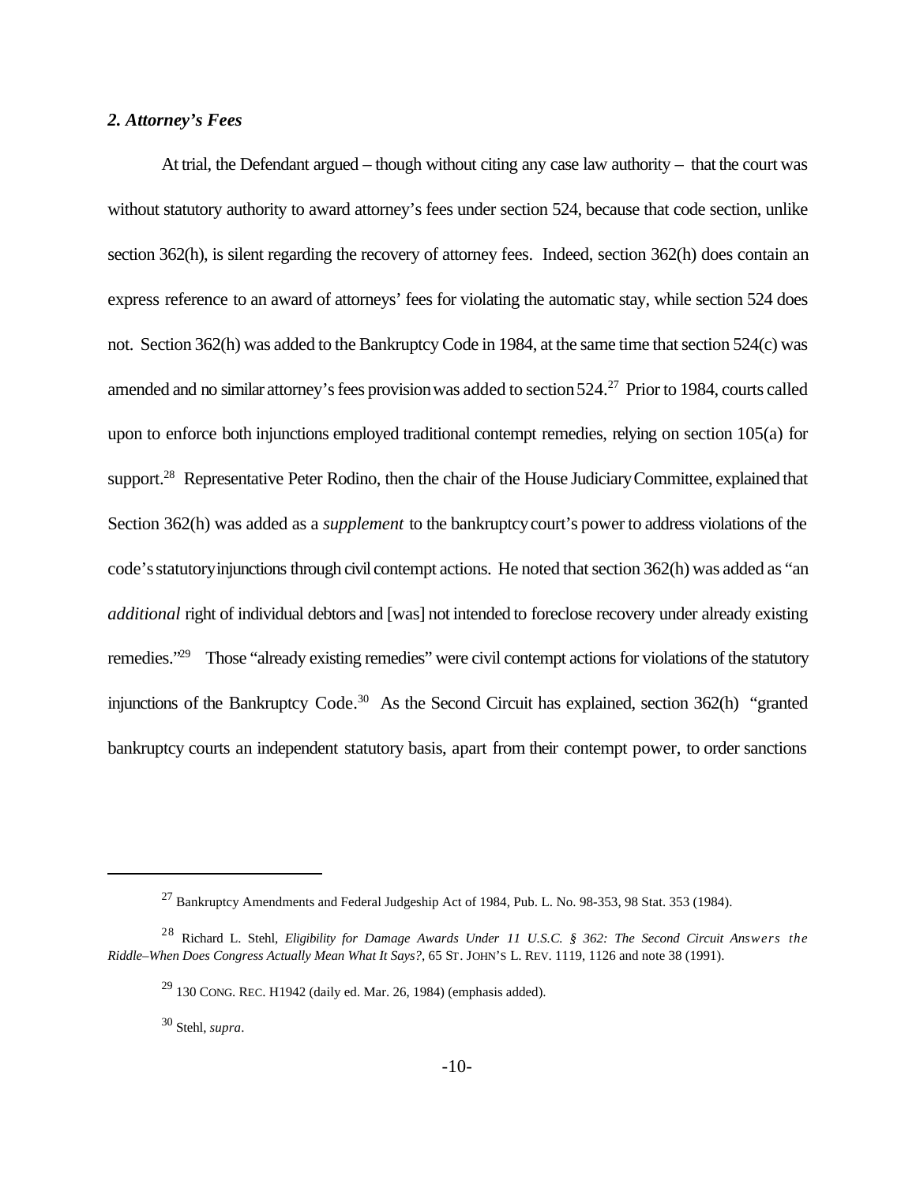### *2. Attorney's Fees*

At trial, the Defendant argued – though without citing any case law authority – that the court was without statutory authority to award attorney's fees under section 524, because that code section, unlike section 362(h), is silent regarding the recovery of attorney fees. Indeed, section 362(h) does contain an express reference to an award of attorneys' fees for violating the automatic stay, while section 524 does not. Section 362(h) was added to the Bankruptcy Code in 1984, at the same time that section 524(c) was amended and no similar attorney's fees provision was added to section 524.[27] Prior to 1984, courts called upon to enforce both injunctions employed traditional contempt remedies, relying on section 105(a) for support.[28] Representative Peter Rodino, then the chair of the House Judiciary Committee, explained that Section 362(h) was added as a *supplement* to the bankruptcy court's power to address violations of the code's statutory injunctions through civil contempt actions. He noted that section 362(h) was added as "an *additional* right of individual debtors and [was] not intended to foreclose recovery under already existing remedies."[29] Those "already existing remedies" were civil contempt actions for violations of the statutory injunctions of the Bankruptcy Code.[30] As the Second Circuit has explained, section 362(h) "granted bankruptcy courts an independent statutory basis, apart from their contempt power, to order sanctions

---

[27] Bankruptcy Amendments and Federal Judgeship Act of 1984, Pub. L. No. 98-353, 98 Stat. 353 (1984).

[28] Richard L. Stehl, *Eligibility for Damage Awards Under 11 U.S.C. § 362: The Second Circuit Answers the Riddle–When Does Congress Actually Mean What It Says?*, 65 ST. JOHN'S L. REV. 1119, 1126 and note 38 (1991).

[29] 130 CONG. REC. H1942 (daily ed. Mar. 26, 1984) (emphasis added).

[30] Stehl, *supra*.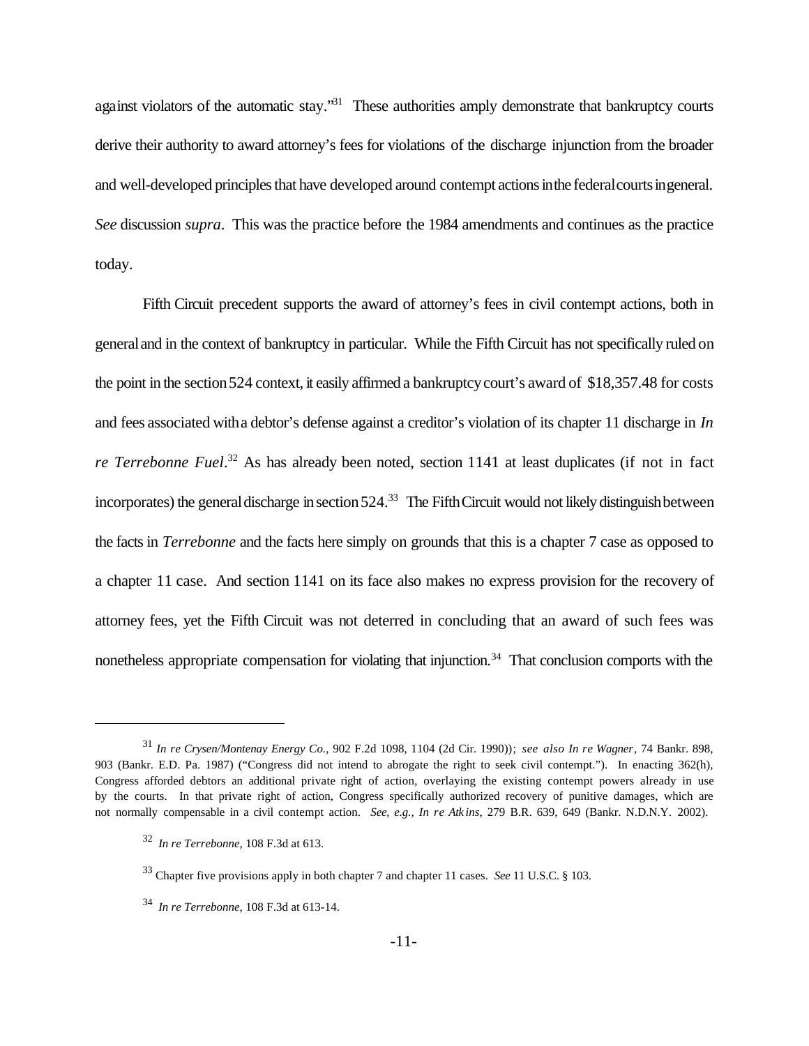against violators of the automatic stay."[31] These authorities amply demonstrate that bankruptcy courts derive their authority to award attorney's fees for violations of the discharge injunction from the broader and well-developed principles that have developed around contempt actions in the federal courts in general. *See* discussion *supra*. This was the practice before the 1984 amendments and continues as the practice today.

Fifth Circuit precedent supports the award of attorney's fees in civil contempt actions, both in general and in the context of bankruptcy in particular. While the Fifth Circuit has not specifically ruled on the point in the section 524 context, it easily affirmed a bankruptcy court's award of $18,357.48 for costs and fees associated with a debtor's defense against a creditor's violation of its chapter 11 discharge in *In re Terrebonne Fuel*.[32] As has already been noted, section 1141 at least duplicates (if not in fact incorporates) the general discharge in section 524.[33] The Fifth Circuit would not likely distinguish between the facts in *Terrebonne* and the facts here simply on grounds that this is a chapter 7 case as opposed to a chapter 11 case. And section 1141 on its face also makes no express provision for the recovery of attorney fees, yet the Fifth Circuit was not deterred in concluding that an award of such fees was nonetheless appropriate compensation for violating that injunction.[34] That conclusion comports with the

---

[31] *In re Crysen/Montenay Energy Co.*, 902 F.2d 1098, 1104 (2d Cir. 1990)); *see also In re Wagner*, 74 Bankr. 898, 903 (Bankr. E.D. Pa. 1987) ("Congress did not intend to abrogate the right to seek civil contempt."). In enacting 362(h), Congress afforded debtors an additional private right of action, overlaying the existing contempt powers already in use by the courts. In that private right of action, Congress specifically authorized recovery of punitive damages, which are not normally compensable in a civil contempt action. *See, e.g., In re Atkins*, 279 B.R. 639, 649 (Bankr. N.D.N.Y. 2002).

[32] *In re Terrebonne*, 108 F.3d at 613.

[33] Chapter five provisions apply in both chapter 7 and chapter 11 cases. *See* 11 U.S.C. § 103.

[34] *In re Terrebonne*, 108 F.3d at 613-14.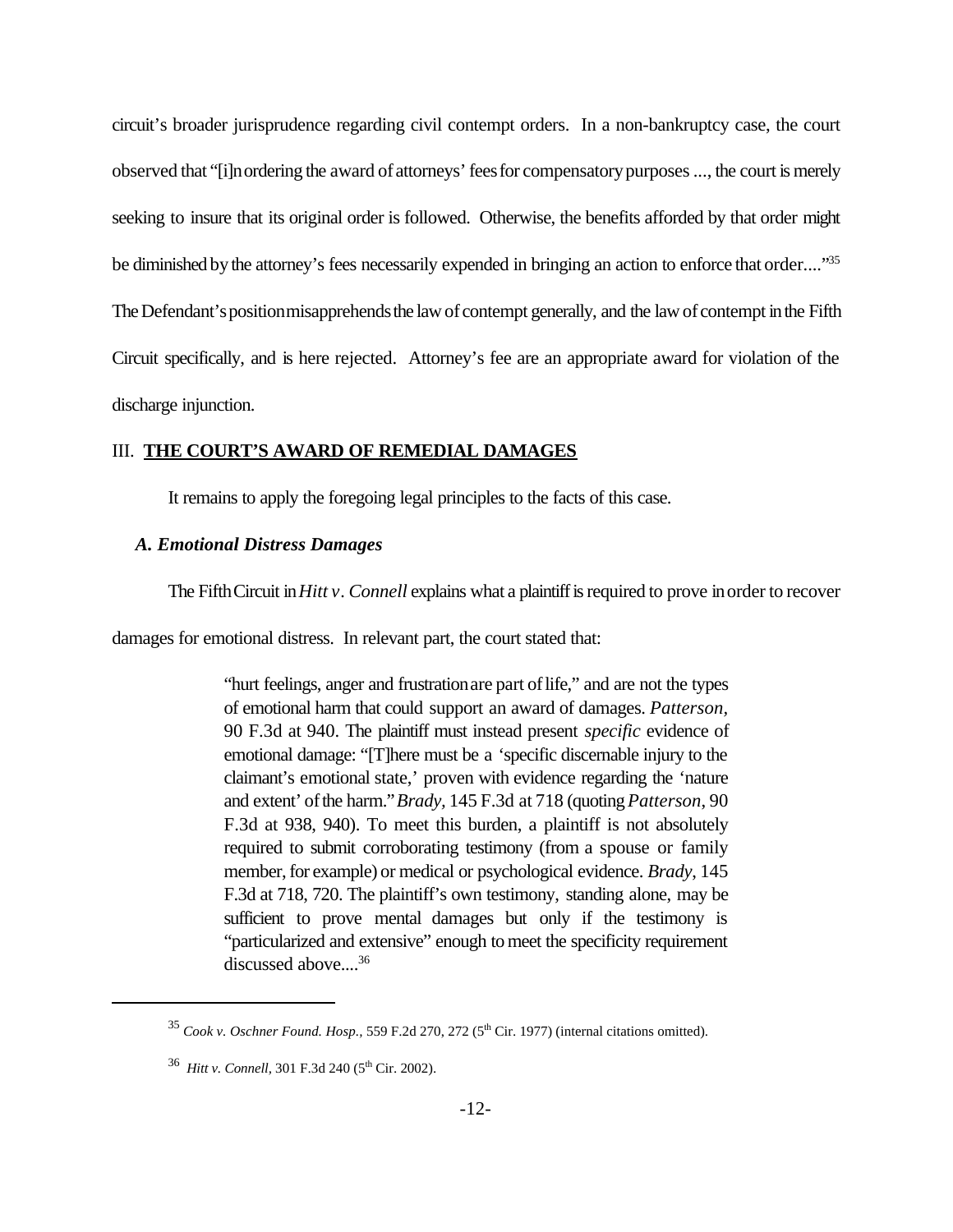circuit's broader jurisprudence regarding civil contempt orders. In a non-bankruptcy case, the court observed that "[i]n ordering the award of attorneys' fees for compensatory purposes ..., the court is merely seeking to insure that its original order is followed. Otherwise, the benefits afforded by that order might be diminished by the attorney's fees necessarily expended in bringing an action to enforce that order...."[35] The Defendant's position misapprehends the law of contempt generally, and the law of contempt in the Fifth Circuit specifically, and is here rejected. Attorney's fee are an appropriate award for violation of the discharge injunction.

## III. **THE COURT'S AWARD OF REMEDIAL DAMAGES**

It remains to apply the foregoing legal principles to the facts of this case.

### *A. Emotional Distress Damages*

The Fifth Circuit in *Hitt v. Connell* explains what a plaintiff is required to prove in order to recover damages for emotional distress. In relevant part, the court stated that:

> "hurt feelings, anger and frustration are part of life," and are not the types of emotional harm that could support an award of damages. *Patterson*, 90 F.3d at 940. The plaintiff must instead present *specific* evidence of emotional damage: "[T]here must be a 'specific discernable injury to the claimant's emotional state,' proven with evidence regarding the 'nature and extent' of the harm." *Brady*, 145 F.3d at 718 (quoting *Patterson*, 90 F.3d at 938, 940). To meet this burden, a plaintiff is not absolutely required to submit corroborating testimony (from a spouse or family member, for example) or medical or psychological evidence. *Brady*, 145 F.3d at 718, 720. The plaintiff's own testimony, standing alone, may be sufficient to prove mental damages but only if the testimony is "particularized and extensive" enough to meet the specificity requirement discussed above....[36]

---

[35] *Cook v. Oschner Found. Hosp.*, 559 F.2d 270, 272 (5th Cir. 1977) (internal citations omitted).

[36] *Hitt v. Connell*, 301 F.3d 240 (5th Cir. 2002).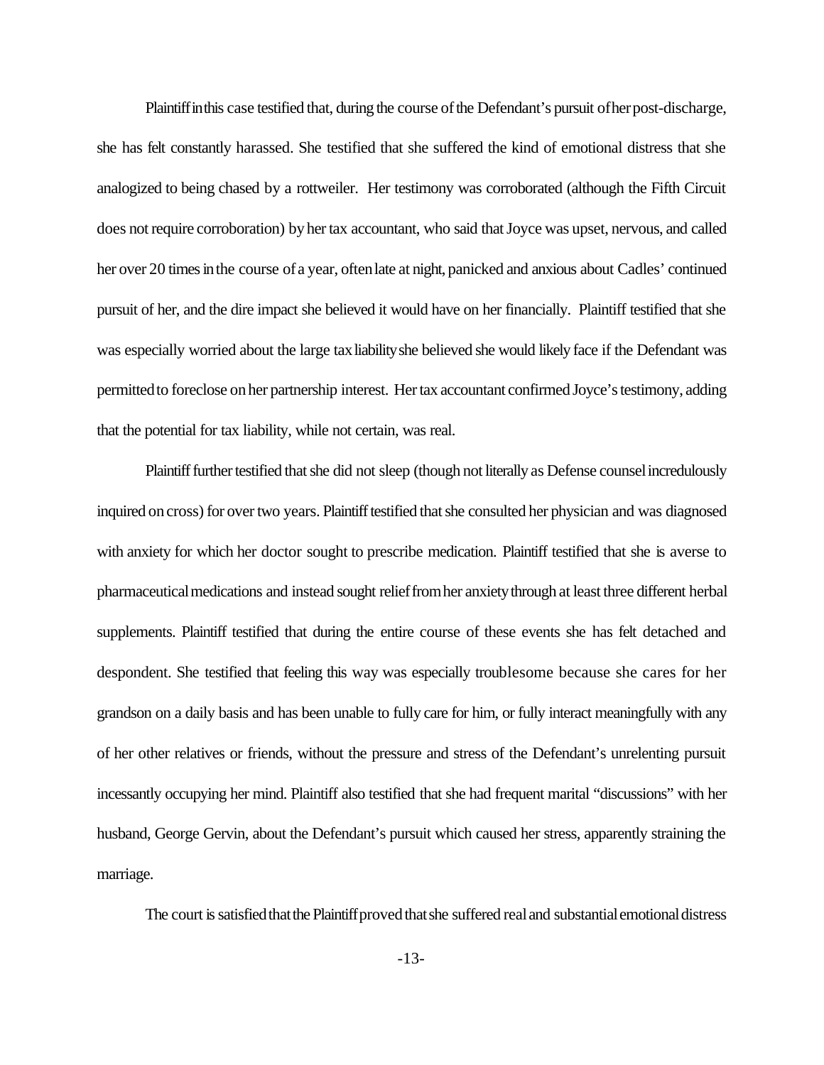Plaintiff in this case testified that, during the course of the Defendant's pursuit of her post-discharge, she has felt constantly harassed. She testified that she suffered the kind of emotional distress that she analogized to being chased by a rottweiler. Her testimony was corroborated (although the Fifth Circuit does not require corroboration) by her tax accountant, who said that Joyce was upset, nervous, and called her over 20 times in the course of a year, often late at night, panicked and anxious about Cadles' continued pursuit of her, and the dire impact she believed it would have on her financially. Plaintiff testified that she was especially worried about the large tax liability she believed she would likely face if the Defendant was permitted to foreclose on her partnership interest. Her tax accountant confirmed Joyce's testimony, adding that the potential for tax liability, while not certain, was real.

Plaintiff further testified that she did not sleep (though not literally as Defense counsel incredulously inquired on cross) for over two years. Plaintiff testified that she consulted her physician and was diagnosed with anxiety for which her doctor sought to prescribe medication. Plaintiff testified that she is averse to pharmaceutical medications and instead sought relief from her anxiety through at least three different herbal supplements. Plaintiff testified that during the entire course of these events she has felt detached and despondent. She testified that feeling this way was especially troublesome because she cares for her grandson on a daily basis and has been unable to fully care for him, or fully interact meaningfully with any of her other relatives or friends, without the pressure and stress of the Defendant's unrelenting pursuit incessantly occupying her mind. Plaintiff also testified that she had frequent marital "discussions" with her husband, George Gervin, about the Defendant's pursuit which caused her stress, apparently straining the marriage.

The court is satisfied that the Plaintiff proved that she suffered real and substantial emotional distress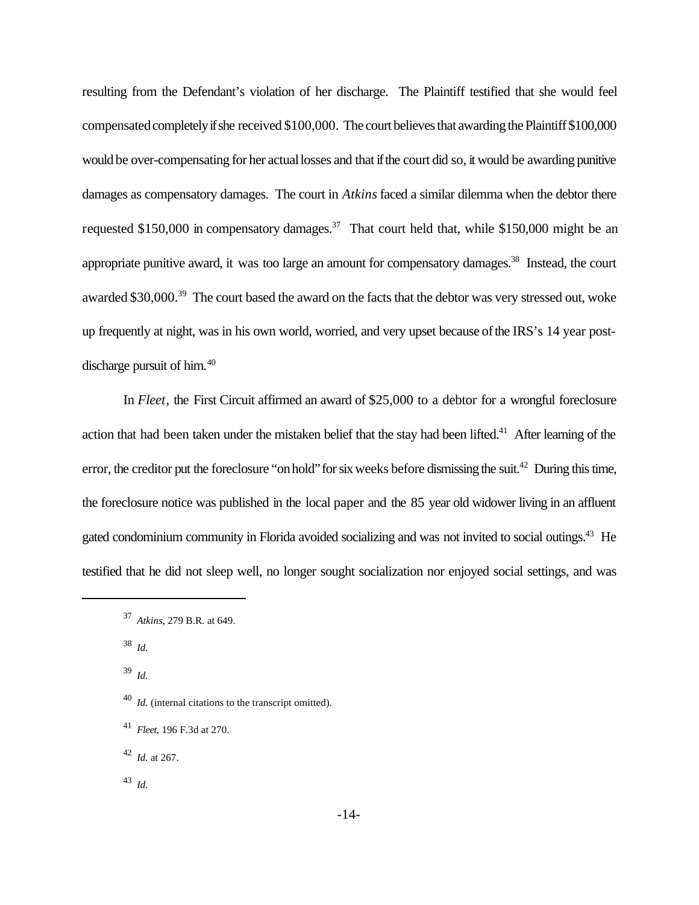resulting from the Defendant's violation of her discharge. The Plaintiff testified that she would feel compensated completely if she received $100,000. The court believes that awarding the Plaintiff $100,000 would be over-compensating for her actual losses and that if the court did so, it would be awarding punitive damages as compensatory damages. The court in *Atkins* faced a similar dilemma when the debtor there requested $150,000 in compensatory damages.[37] That court held that, while $150,000 might be an appropriate punitive award, it was too large an amount for compensatory damages.[38] Instead, the court awarded $30,000.[39] The court based the award on the facts that the debtor was very stressed out, woke up frequently at night, was in his own world, worried, and very upset because of the IRS's 14 year post-discharge pursuit of him.[40]

In *Fleet*, the First Circuit affirmed an award of $25,000 to a debtor for a wrongful foreclosure action that had been taken under the mistaken belief that the stay had been lifted.[41] After learning of the error, the creditor put the foreclosure "on hold" for six weeks before dismissing the suit.[42] During this time, the foreclosure notice was published in the local paper and the 85 year old widower living in an affluent gated condominium community in Florida avoided socializing and was not invited to social outings.[43] He testified that he did not sleep well, no longer sought socialization nor enjoyed social settings, and was

---

[37] *Atkins*, 279 B.R. at 649.

[38] *Id.*

[39] *Id.*

[40] *Id.* (internal citations to the transcript omitted).

[41] *Fleet*, 196 F.3d at 270.

[42] *Id.* at 267.

[43] *Id.*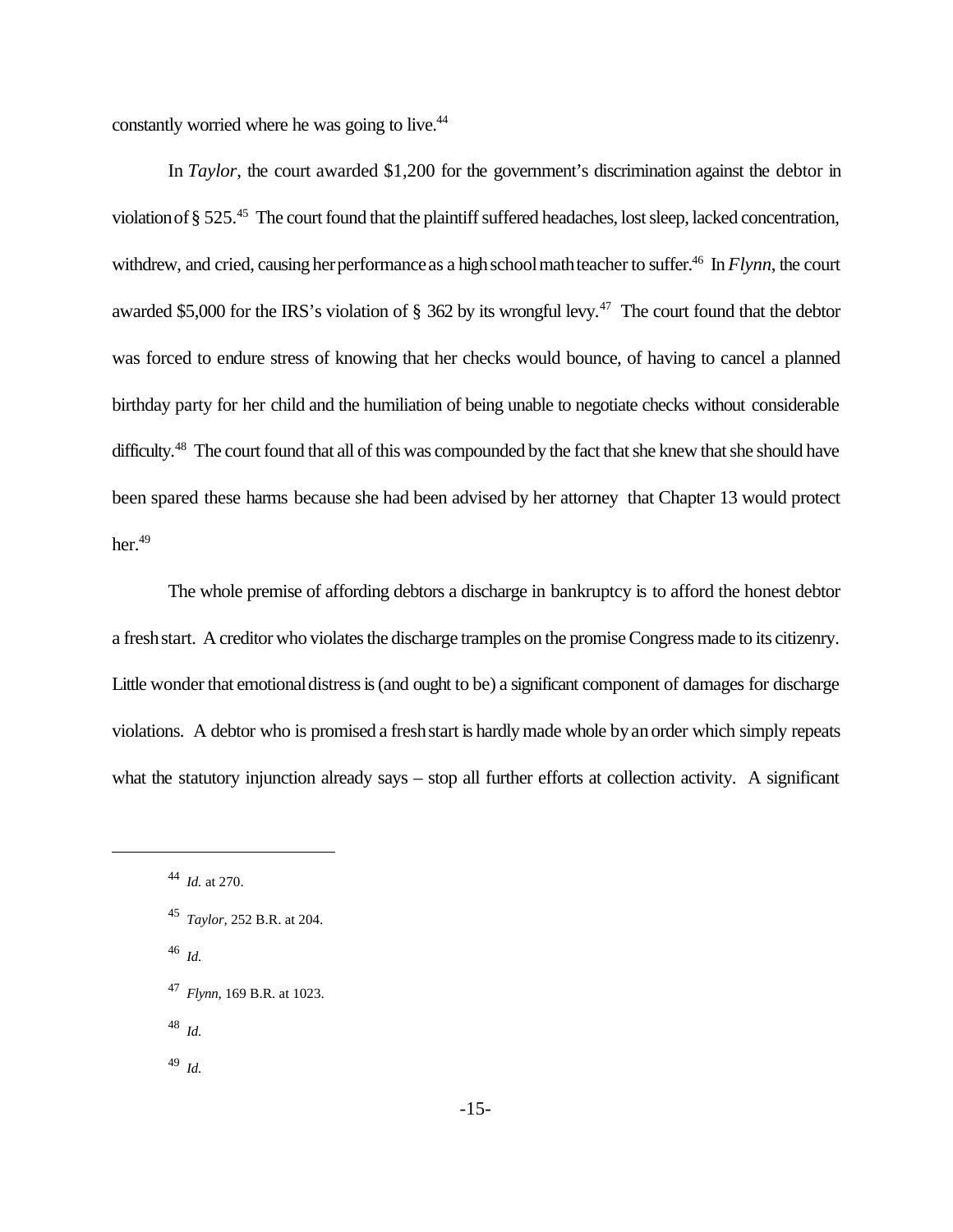constantly worried where he was going to live.[44]

In *Taylor*, the court awarded $1,200 for the government's discrimination against the debtor in violation of § 525.[45] The court found that the plaintiff suffered headaches, lost sleep, lacked concentration, withdrew, and cried, causing her performance as a high school math teacher to suffer.[46] In *Flynn*, the court awarded $5,000 for the IRS's violation of § 362 by its wrongful levy.[47] The court found that the debtor was forced to endure stress of knowing that her checks would bounce, of having to cancel a planned birthday party for her child and the humiliation of being unable to negotiate checks without considerable difficulty.[48] The court found that all of this was compounded by the fact that she knew that she should have been spared these harms because she had been advised by her attorney that Chapter 13 would protect her.[49]

The whole premise of affording debtors a discharge in bankruptcy is to afford the honest debtor a fresh start. A creditor who violates the discharge tramples on the promise Congress made to its citizenry. Little wonder that emotional distress is (and ought to be) a significant component of damages for discharge violations. A debtor who is promised a fresh start is hardly made whole by an order which simply repeats what the statutory injunction already says – stop all further efforts at collection activity. A significant

---

[44] *Id.* at 270.

[45] *Taylor,* 252 B.R. at 204.

[46] *Id.*

[47] *Flynn*, 169 B.R. at 1023.

[48] *Id.*

[49] *Id.*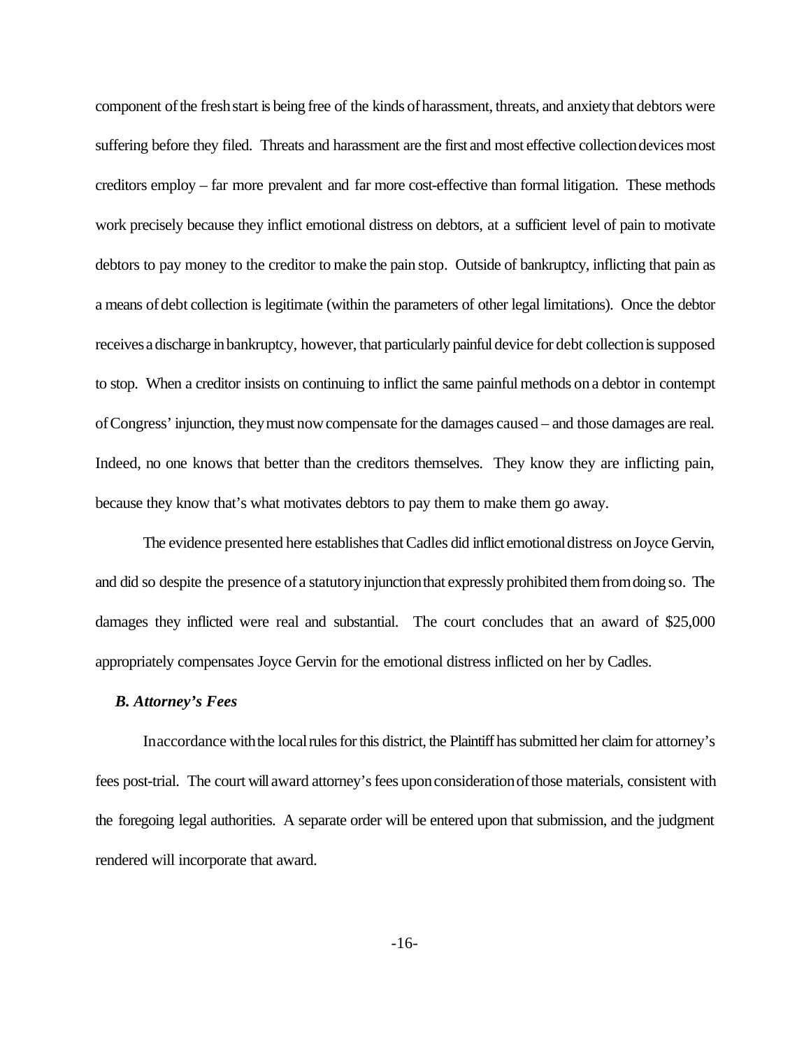component of the fresh start is being free of the kinds of harassment, threats, and anxiety that debtors were suffering before they filed. Threats and harassment are the first and most effective collection devices most creditors employ – far more prevalent and far more cost-effective than formal litigation. These methods work precisely because they inflict emotional distress on debtors, at a sufficient level of pain to motivate debtors to pay money to the creditor to make the pain stop. Outside of bankruptcy, inflicting that pain as a means of debt collection is legitimate (within the parameters of other legal limitations). Once the debtor receives a discharge in bankruptcy, however, that particularly painful device for debt collection is supposed to stop. When a creditor insists on continuing to inflict the same painful methods on a debtor in contempt of Congress' injunction, they must now compensate for the damages caused – and those damages are real. Indeed, no one knows that better than the creditors themselves. They know they are inflicting pain, because they know that's what motivates debtors to pay them to make them go away.

The evidence presented here establishes that Cadles did inflict emotional distress on Joyce Gervin, and did so despite the presence of a statutory injunction that expressly prohibited them from doing so. The damages they inflicted were real and substantial. The court concludes that an award of $25,000 appropriately compensates Joyce Gervin for the emotional distress inflicted on her by Cadles.

### *B. Attorney's Fees*

In accordance with the local rules for this district, the Plaintiff has submitted her claim for attorney's fees post-trial. The court will award attorney's fees upon consideration of those materials, consistent with the foregoing legal authorities. A separate order will be entered upon that submission, and the judgment rendered will incorporate that award.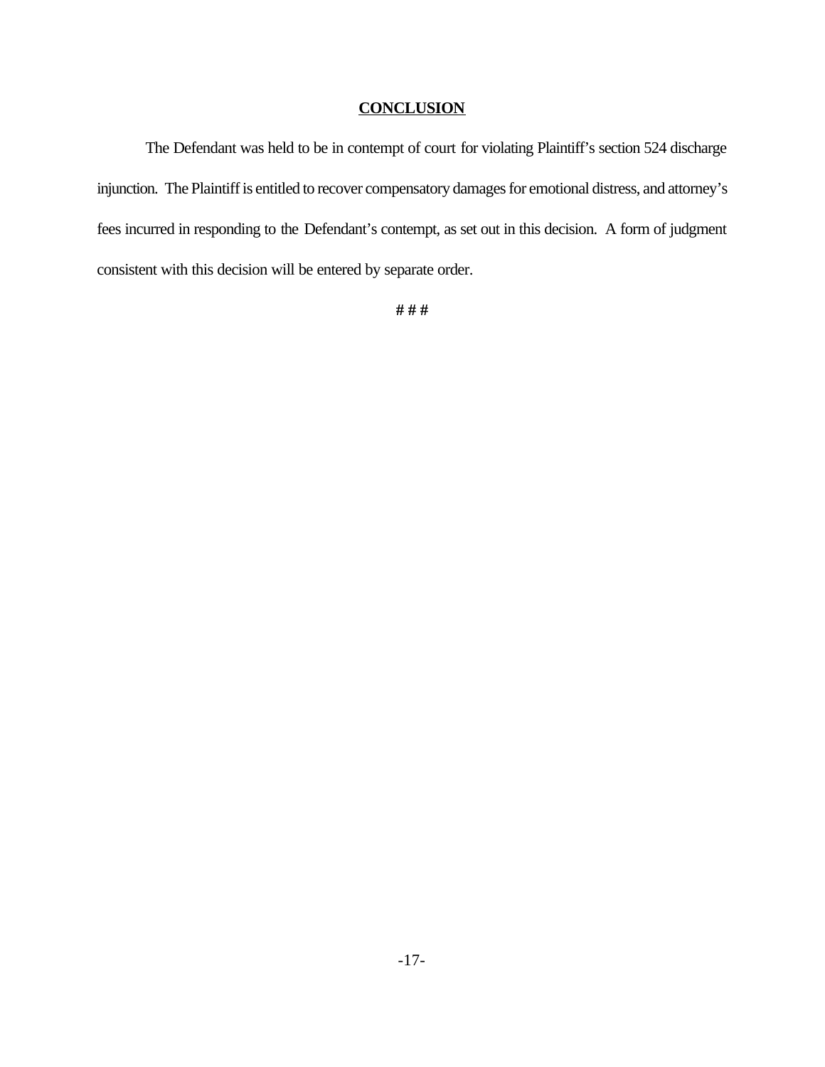## CONCLUSION

The Defendant was held to be in contempt of court for violating Plaintiff's section 524 discharge injunction. The Plaintiff is entitled to recover compensatory damages for emotional distress, and attorney's fees incurred in responding to the Defendant's contempt, as set out in this decision. A form of judgment consistent with this decision will be entered by separate order.

# # #